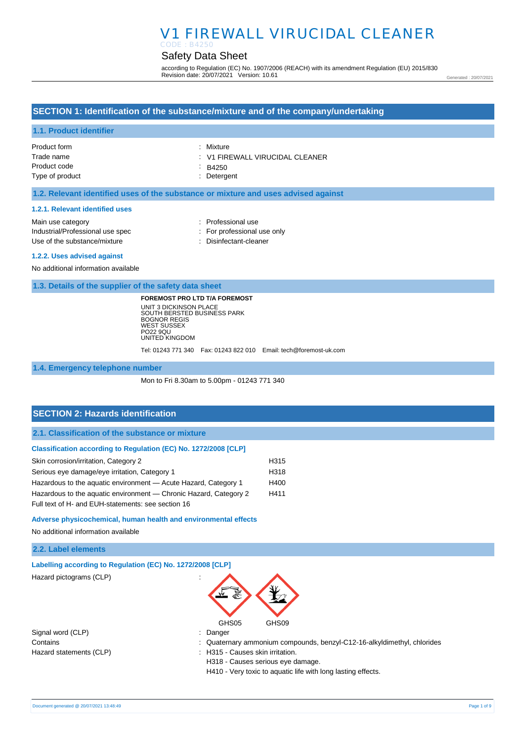# V1 FIREWALL VIRUCIDAL CLEANER

CODE : B4250

## Safety Data Sheet

according to Regulation (EC) No. 1907/2006 (REACH) with its amendment Regulation (EU) 2015/830
Revision date: 20/07/2021 Version: 10.61

Generated : 20/07/2021

## SECTION 1: Identification of the substance/mixture and of the company/undertaking

### 1.1. Product identifier

Product form : Mixture
Trade name : V1 FIREWALL VIRUCIDAL CLEANER
Product code : B4250
Type of product : Detergent

### 1.2. Relevant identified uses of the substance or mixture and uses advised against

#### 1.2.1. Relevant identified uses

Main use category : Professional use
Industrial/Professional use spec : For professional use only
Use of the substance/mixture : Disinfectant-cleaner

#### 1.2.2. Uses advised against

No additional information available

### 1.3. Details of the supplier of the safety data sheet

**FOREMOST PRO LTD T/A FOREMOST**
UNIT 3 DICKINSON PLACE
SOUTH BERSTED BUSINESS PARK
BOGNOR REGIS
WEST SUSSEX
PO22 9QU
UNITED KINGDOM

Tel: 01243 771 340 Fax: 01243 822 010 Email: tech@foremost-uk.com

### 1.4. Emergency telephone number

Mon to Fri 8.30am to 5.00pm - 01243 771 340

## SECTION 2: Hazards identification

### 2.1. Classification of the substance or mixture

#### Classification according to Regulation (EC) No. 1272/2008 [CLP]

| | |
|---|---|
| Skin corrosion/irritation, Category 2 | H315 |
| Serious eye damage/eye irritation, Category 1 | H318 |
| Hazardous to the aquatic environment — Acute Hazard, Category 1 | H400 |
| Hazardous to the aquatic environment — Chronic Hazard, Category 2 | H411 |

Full text of H- and EUH-statements: see section 16

#### Adverse physicochemical, human health and environmental effects

No additional information available

### 2.2. Label elements

#### Labelling according to Regulation (EC) No. 1272/2008 [CLP]

Hazard pictograms (CLP) :

GHS05 GHS09

Signal word (CLP) : Danger
Contains : Quaternary ammonium compounds, benzyl-C12-16-alkyldimethyl, chlorides
Hazard statements (CLP) : H315 - Causes skin irritation.
H318 - Causes serious eye damage.
H410 - Very toxic to aquatic life with long lasting effects.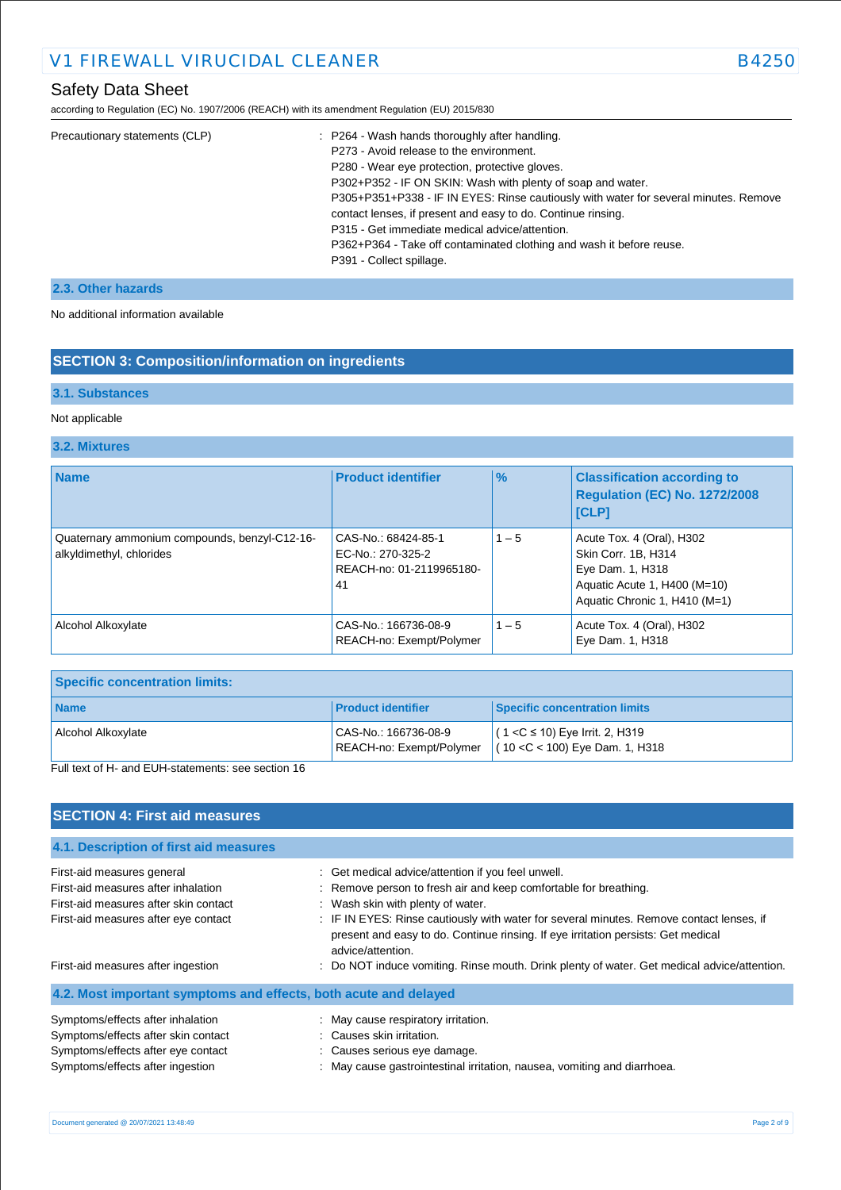Precautionary statements (CLP) : P264 - Wash hands thoroughly after handling.
P273 - Avoid release to the environment.
P280 - Wear eye protection, protective gloves.
P302+P352 - IF ON SKIN: Wash with plenty of soap and water.
P305+P351+P338 - IF IN EYES: Rinse cautiously with water for several minutes. Remove contact lenses, if present and easy to do. Continue rinsing.
P315 - Get immediate medical advice/attention.
P362+P364 - Take off contaminated clothing and wash it before reuse.
P391 - Collect spillage.

### 2.3. Other hazards

No additional information available

## SECTION 3: Composition/information on ingredients

### 3.1. Substances

Not applicable

### 3.2. Mixtures

| Name | Product identifier | % | Classification according to Regulation (EC) No. 1272/2008 [CLP] |
|---|---|---|---|
| Quaternary ammonium compounds, benzyl-C12-16-alkyldimethyl, chlorides | CAS-No.: 68424-85-1<br>EC-No.: 270-325-2<br>REACH-no: 01-2119965180-41 | 1 – 5 | Acute Tox. 4 (Oral), H302<br>Skin Corr. 1B, H314<br>Eye Dam. 1, H318<br>Aquatic Acute 1, H400 (M=10)<br>Aquatic Chronic 1, H410 (M=1) |
| Alcohol Alkoxylate | CAS-No.: 166736-08-9<br>REACH-no: Exempt/Polymer | 1 – 5 | Acute Tox. 4 (Oral), H302<br>Eye Dam. 1, H318 |

| Specific concentration limits: | | |
|---|---|---|
| **Name** | **Product identifier** | **Specific concentration limits** |
| Alcohol Alkoxylate | CAS-No.: 166736-08-9<br>REACH-no: Exempt/Polymer | ( 1 <C ≤ 10) Eye Irrit. 2, H319<br>( 10 <C < 100) Eye Dam. 1, H318 |

Full text of H- and EUH-statements: see section 16

## SECTION 4: First aid measures

### 4.1. Description of first aid measures

First-aid measures general : Get medical advice/attention if you feel unwell.

First-aid measures after inhalation : Remove person to fresh air and keep comfortable for breathing.

First-aid measures after skin contact : Wash skin with plenty of water.

First-aid measures after eye contact : IF IN EYES: Rinse cautiously with water for several minutes. Remove contact lenses, if present and easy to do. Continue rinsing. If eye irritation persists: Get medical advice/attention.

First-aid measures after ingestion : Do NOT induce vomiting. Rinse mouth. Drink plenty of water. Get medical advice/attention.

### 4.2. Most important symptoms and effects, both acute and delayed

Symptoms/effects after inhalation : May cause respiratory irritation.

Symptoms/effects after skin contact : Causes skin irritation.

Symptoms/effects after eye contact : Causes serious eye damage.

Symptoms/effects after ingestion : May cause gastrointestinal irritation, nausea, vomiting and diarrhoea.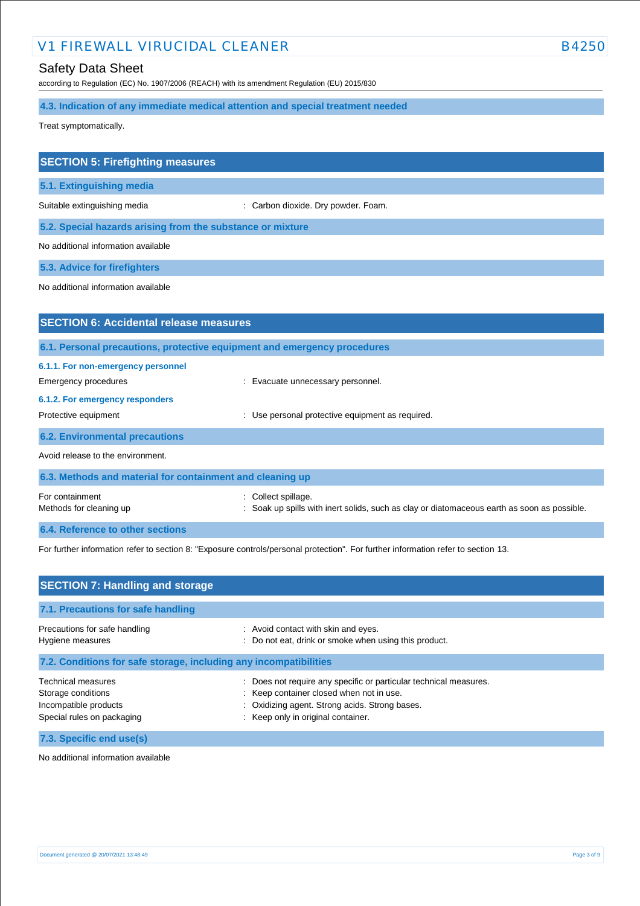### 4.3. Indication of any immediate medical attention and special treatment needed

Treat symptomatically.

## SECTION 5: Firefighting measures

### 5.1. Extinguishing media

Suitable extinguishing media : Carbon dioxide. Dry powder. Foam.

### 5.2. Special hazards arising from the substance or mixture

No additional information available

### 5.3. Advice for firefighters

No additional information available

## SECTION 6: Accidental release measures

### 6.1. Personal precautions, protective equipment and emergency procedures

#### 6.1.1. For non-emergency personnel

Emergency procedures : Evacuate unnecessary personnel.

#### 6.1.2. For emergency responders

Protective equipment : Use personal protective equipment as required.

### 6.2. Environmental precautions

Avoid release to the environment.

### 6.3. Methods and material for containment and cleaning up

For containment : Collect spillage.

Methods for cleaning up : Soak up spills with inert solids, such as clay or diatomaceous earth as soon as possible.

### 6.4. Reference to other sections

For further information refer to section 8: "Exposure controls/personal protection". For further information refer to section 13.

## SECTION 7: Handling and storage

### 7.1. Precautions for safe handling

Precautions for safe handling : Avoid contact with skin and eyes.

Hygiene measures : Do not eat, drink or smoke when using this product.

### 7.2. Conditions for safe storage, including any incompatibilities

Technical measures : Does not require any specific or particular technical measures.

Storage conditions : Keep container closed when not in use.

Incompatible products : Oxidizing agent. Strong acids. Strong bases.

Special rules on packaging : Keep only in original container.

### 7.3. Specific end use(s)

No additional information available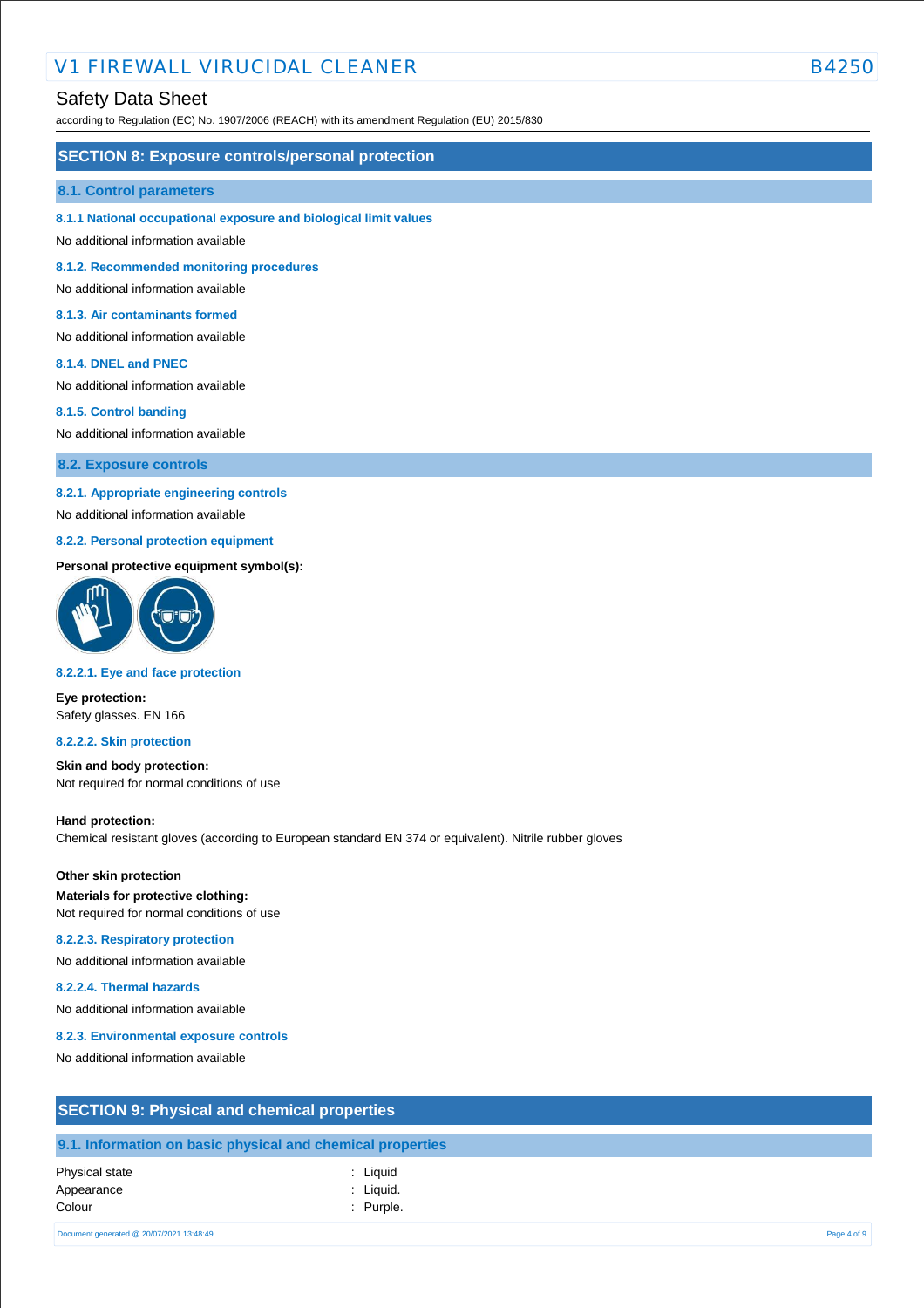## SECTION 8: Exposure controls/personal protection

### 8.1. Control parameters

#### 8.1.1 National occupational exposure and biological limit values

No additional information available

#### 8.1.2. Recommended monitoring procedures

No additional information available

#### 8.1.3. Air contaminants formed

No additional information available

#### 8.1.4. DNEL and PNEC

No additional information available

#### 8.1.5. Control banding

No additional information available

### 8.2. Exposure controls

#### 8.2.1. Appropriate engineering controls

No additional information available

#### 8.2.2. Personal protection equipment

**Personal protective equipment symbol(s):**

#### 8.2.2.1. Eye and face protection

**Eye protection:**
Safety glasses. EN 166

#### 8.2.2.2. Skin protection

**Skin and body protection:**
Not required for normal conditions of use

**Hand protection:**
Chemical resistant gloves (according to European standard EN 374 or equivalent). Nitrile rubber gloves

**Other skin protection**

**Materials for protective clothing:**
Not required for normal conditions of use

#### 8.2.2.3. Respiratory protection

No additional information available

#### 8.2.2.4. Thermal hazards

No additional information available

#### 8.2.3. Environmental exposure controls

No additional information available

## SECTION 9: Physical and chemical properties

### 9.1. Information on basic physical and chemical properties

| | |
|---|---|
| Physical state | : Liquid |
| Appearance | : Liquid. |
| Colour | : Purple. |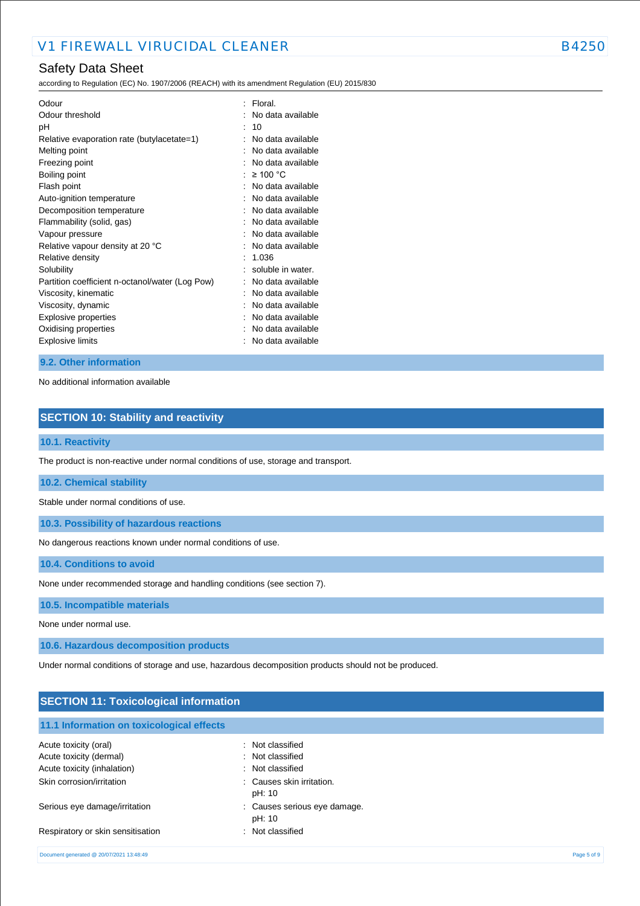| | |
|---|---|
| Odour | : Floral. |
| Odour threshold | : No data available |
| pH | : 10 |
| Relative evaporation rate (butylacetate=1) | : No data available |
| Melting point | : No data available |
| Freezing point | : No data available |
| Boiling point | : ≥ 100 °C |
| Flash point | : No data available |
| Auto-ignition temperature | : No data available |
| Decomposition temperature | : No data available |
| Flammability (solid, gas) | : No data available |
| Vapour pressure | : No data available |
| Relative vapour density at 20 °C | : No data available |
| Relative density | : 1.036 |
| Solubility | : soluble in water. |
| Partition coefficient n-octanol/water (Log Pow) | : No data available |
| Viscosity, kinematic | : No data available |
| Viscosity, dynamic | : No data available |
| Explosive properties | : No data available |
| Oxidising properties | : No data available |
| Explosive limits | : No data available |

### 9.2. Other information

No additional information available

## SECTION 10: Stability and reactivity

### 10.1. Reactivity

The product is non-reactive under normal conditions of use, storage and transport.

### 10.2. Chemical stability

Stable under normal conditions of use.

### 10.3. Possibility of hazardous reactions

No dangerous reactions known under normal conditions of use.

### 10.4. Conditions to avoid

None under recommended storage and handling conditions (see section 7).

### 10.5. Incompatible materials

None under normal use.

### 10.6. Hazardous decomposition products

Under normal conditions of storage and use, hazardous decomposition products should not be produced.

## SECTION 11: Toxicological information

### 11.1 Information on toxicological effects

| | |
|---|---|
| Acute toxicity (oral) | : Not classified |
| Acute toxicity (dermal) | : Not classified |
| Acute toxicity (inhalation) | : Not classified |
| Skin corrosion/irritation | : Causes skin irritation.<br>pH: 10 |
| Serious eye damage/irritation | : Causes serious eye damage.<br>pH: 10 |
| Respiratory or skin sensitisation | : Not classified |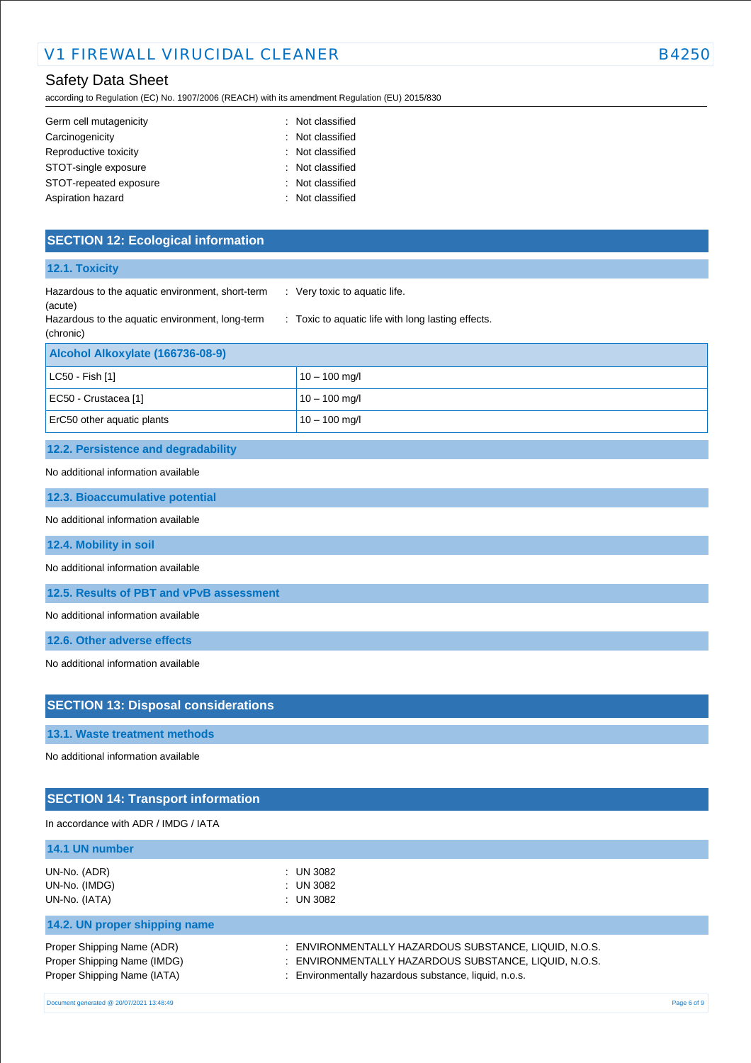| | |
|---|---|
| Germ cell mutagenicity | : Not classified |
| Carcinogenicity | : Not classified |
| Reproductive toxicity | : Not classified |
| STOT-single exposure | : Not classified |
| STOT-repeated exposure | : Not classified |
| Aspiration hazard | : Not classified |

## SECTION 12: Ecological information

### 12.1. Toxicity

| | |
|---|---|
| Hazardous to the aquatic environment, short-term (acute) | : Very toxic to aquatic life. |
| Hazardous to the aquatic environment, long-term (chronic) | : Toxic to aquatic life with long lasting effects. |

| Alcohol Alkoxylate (166736-08-9) | |
|---|---|
| LC50 - Fish [1] | 10 – 100 mg/l |
| EC50 - Crustacea [1] | 10 – 100 mg/l |
| ErC50 other aquatic plants | 10 – 100 mg/l |

### 12.2. Persistence and degradability

No additional information available

### 12.3. Bioaccumulative potential

No additional information available

### 12.4. Mobility in soil

No additional information available

### 12.5. Results of PBT and vPvB assessment

No additional information available

### 12.6. Other adverse effects

No additional information available

## SECTION 13: Disposal considerations

### 13.1. Waste treatment methods

No additional information available

## SECTION 14: Transport information

In accordance with ADR / IMDG / IATA

### 14.1 UN number

| | |
|---|---|
| UN-No. (ADR) | : UN 3082 |
| UN-No. (IMDG) | : UN 3082 |
| UN-No. (IATA) | : UN 3082 |

### 14.2. UN proper shipping name

| | |
|---|---|
| Proper Shipping Name (ADR) | : ENVIRONMENTALLY HAZARDOUS SUBSTANCE, LIQUID, N.O.S. |
| Proper Shipping Name (IMDG) | : ENVIRONMENTALLY HAZARDOUS SUBSTANCE, LIQUID, N.O.S. |
| Proper Shipping Name (IATA) | : Environmentally hazardous substance, liquid, n.o.s. |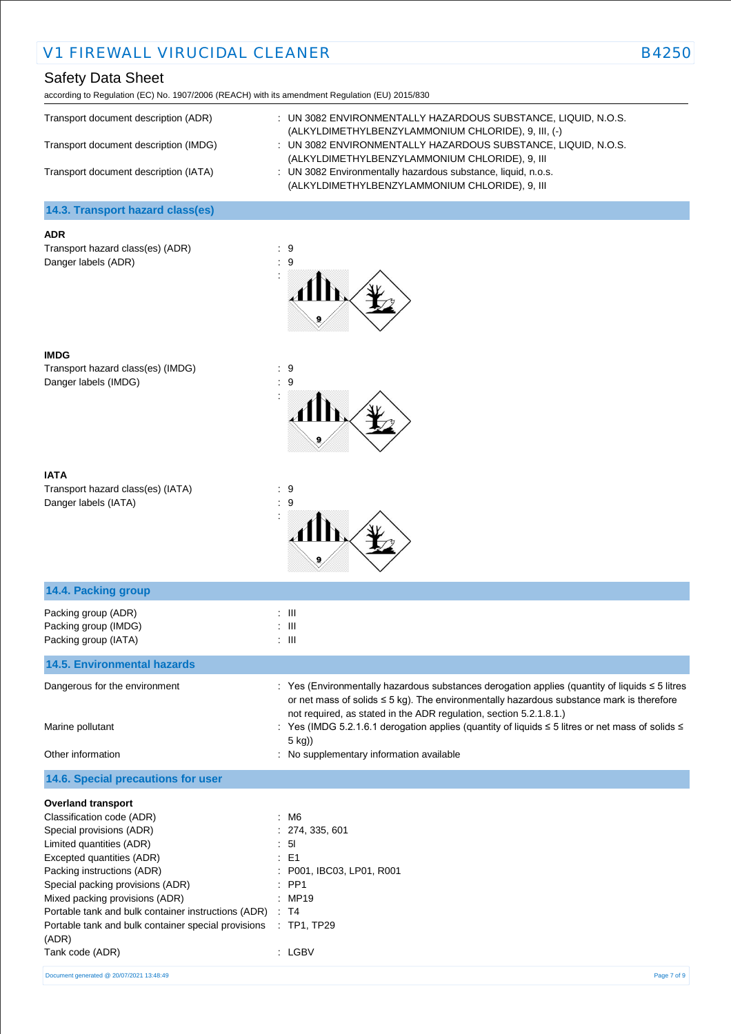Transport document description (ADR) : UN 3082 ENVIRONMENTALLY HAZARDOUS SUBSTANCE, LIQUID, N.O.S. (ALKYLDIMETHYLBENZYLAMMONIUM CHLORIDE), 9, III, (-)

Transport document description (IMDG) : UN 3082 ENVIRONMENTALLY HAZARDOUS SUBSTANCE, LIQUID, N.O.S. (ALKYLDIMETHYLBENZYLAMMONIUM CHLORIDE), 9, III

Transport document description (IATA) : UN 3082 Environmentally hazardous substance, liquid, n.o.s. (ALKYLDIMETHYLBENZYLAMMONIUM CHLORIDE), 9, III

## 14.3. Transport hazard class(es)

**ADR**

Transport hazard class(es) (ADR) : 9

Danger labels (ADR) : 9

:

**IMDG**

Transport hazard class(es) (IMDG) : 9

Danger labels (IMDG) : 9

:

**IATA**

Transport hazard class(es) (IATA) : 9

Danger labels (IATA) : 9

:

## 14.4. Packing group

Packing group (ADR) : III

Packing group (IMDG) : III

Packing group (IATA) : III

## 14.5. Environmental hazards

Dangerous for the environment : Yes (Environmentally hazardous substances derogation applies (quantity of liquids ≤ 5 litres or net mass of solids ≤ 5 kg). The environmentally hazardous substance mark is therefore not required, as stated in the ADR regulation, section 5.2.1.8.1.)

Marine pollutant : Yes (IMDG 5.2.1.6.1 derogation applies (quantity of liquids ≤ 5 litres or net mass of solids ≤ 5 kg))

Other information : No supplementary information available

## 14.6. Special precautions for user

**Overland transport**

Classification code (ADR) : M6

Special provisions (ADR) : 274, 335, 601

Limited quantities (ADR) : 5l

Excepted quantities (ADR) : E1

Packing instructions (ADR) : P001, IBC03, LP01, R001

Special packing provisions (ADR) : PP1

Mixed packing provisions (ADR) : MP19

Portable tank and bulk container instructions (ADR) : T4

Portable tank and bulk container special provisions (ADR) : TP1, TP29

Tank code (ADR) : LGBV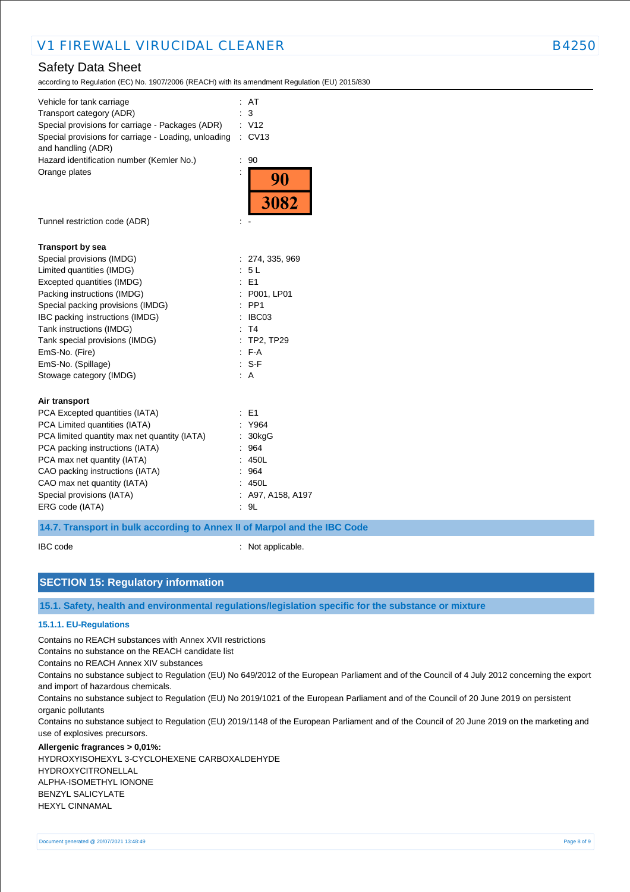Vehicle for tank carriage : AT
Transport category (ADR) : 3
Special provisions for carriage - Packages (ADR) : V12
Special provisions for carriage - Loading, unloading and handling (ADR) : CV13
Hazard identification number (Kemler No.) : 90
Orange plates :

| 90 |
|---|
| 3082 |

Tunnel restriction code (ADR) : -

**Transport by sea**

Special provisions (IMDG) : 274, 335, 969
Limited quantities (IMDG) : 5 L
Excepted quantities (IMDG) : E1
Packing instructions (IMDG) : P001, LP01
Special packing provisions (IMDG) : PP1
IBC packing instructions (IMDG) : IBC03
Tank instructions (IMDG) : T4
Tank special provisions (IMDG) : TP2, TP29
EmS-No. (Fire) : F-A
EmS-No. (Spillage) : S-F
Stowage category (IMDG) : A

**Air transport**

PCA Excepted quantities (IATA) : E1
PCA Limited quantities (IATA) : Y964
PCA limited quantity max net quantity (IATA) : 30kgG
PCA packing instructions (IATA) : 964
PCA max net quantity (IATA) : 450L
CAO packing instructions (IATA) : 964
CAO max net quantity (IATA) : 450L
Special provisions (IATA) : A97, A158, A197
ERG code (IATA) : 9L

### 14.7. Transport in bulk according to Annex II of Marpol and the IBC Code

IBC code : Not applicable.

## SECTION 15: Regulatory information

### 15.1. Safety, health and environmental regulations/legislation specific for the substance or mixture

#### 15.1.1. EU-Regulations

Contains no REACH substances with Annex XVII restrictions
Contains no substance on the REACH candidate list
Contains no REACH Annex XIV substances
Contains no substance subject to Regulation (EU) No 649/2012 of the European Parliament and of the Council of 4 July 2012 concerning the export and import of hazardous chemicals.
Contains no substance subject to Regulation (EU) No 2019/1021 of the European Parliament and of the Council of 20 June 2019 on persistent organic pollutants
Contains no substance subject to Regulation (EU) 2019/1148 of the European Parliament and of the Council of 20 June 2019 on the marketing and use of explosives precursors.

**Allergenic fragrances > 0,01%:**

HYDROXYISOHEXYL 3-CYCLOHEXENE CARBOXALDEHYDE
HYDROXYCITRONELLAL
ALPHA-ISOMETHYL IONONE
BENZYL SALICYLATE
HEXYL CINNAMAL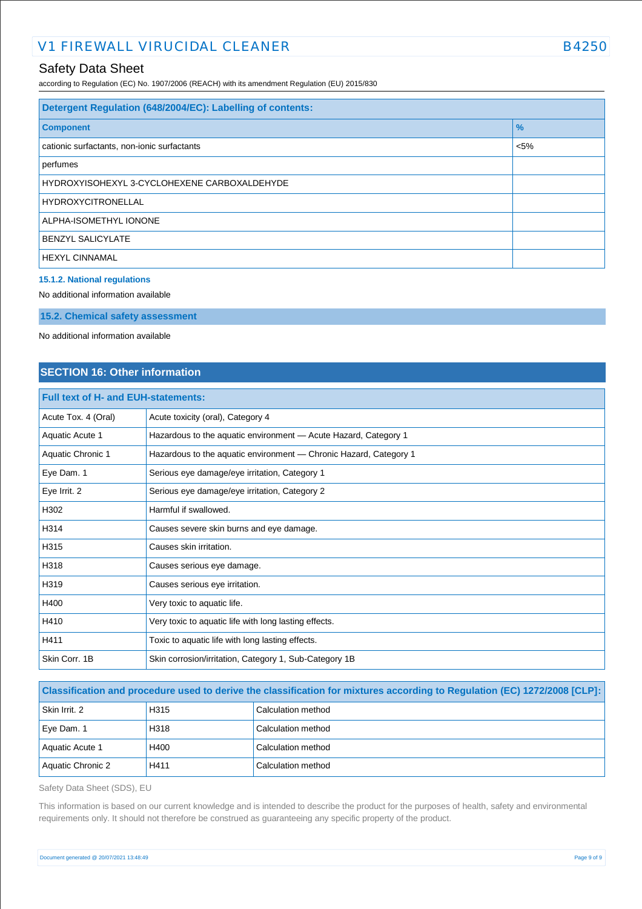## Safety Data Sheet

according to Regulation (EC) No. 1907/2006 (REACH) with its amendment Regulation (EU) 2015/830

| Detergent Regulation (648/2004/EC): Labelling of contents: | |
|---|---|
| **Component** | **%** |
| cationic surfactants, non-ionic surfactants | <5% |
| perfumes | |
| HYDROXYISOHEXYL 3-CYCLOHEXENE CARBOXALDEHYDE | |
| HYDROXYCITRONELLAL | |
| ALPHA-ISOMETHYL IONONE | |
| BENZYL SALICYLATE | |
| HEXYL CINNAMAL | |

#### 15.1.2. National regulations

No additional information available

### 15.2. Chemical safety assessment

No additional information available

## SECTION 16: Other information

| Full text of H- and EUH-statements: | |
|---|---|
| Acute Tox. 4 (Oral) | Acute toxicity (oral), Category 4 |
| Aquatic Acute 1 | Hazardous to the aquatic environment — Acute Hazard, Category 1 |
| Aquatic Chronic 1 | Hazardous to the aquatic environment — Chronic Hazard, Category 1 |
| Eye Dam. 1 | Serious eye damage/eye irritation, Category 1 |
| Eye Irrit. 2 | Serious eye damage/eye irritation, Category 2 |
| H302 | Harmful if swallowed. |
| H314 | Causes severe skin burns and eye damage. |
| H315 | Causes skin irritation. |
| H318 | Causes serious eye damage. |
| H319 | Causes serious eye irritation. |
| H400 | Very toxic to aquatic life. |
| H410 | Very toxic to aquatic life with long lasting effects. |
| H411 | Toxic to aquatic life with long lasting effects. |
| Skin Corr. 1B | Skin corrosion/irritation, Category 1, Sub-Category 1B |

| Classification and procedure used to derive the classification for mixtures according to Regulation (EC) 1272/2008 [CLP]: | | |
|---|---|---|
| Skin Irrit. 2 | H315 | Calculation method |
| Eye Dam. 1 | H318 | Calculation method |
| Aquatic Acute 1 | H400 | Calculation method |
| Aquatic Chronic 2 | H411 | Calculation method |

Safety Data Sheet (SDS), EU

This information is based on our current knowledge and is intended to describe the product for the purposes of health, safety and environmental requirements only. It should not therefore be construed as guaranteeing any specific property of the product.